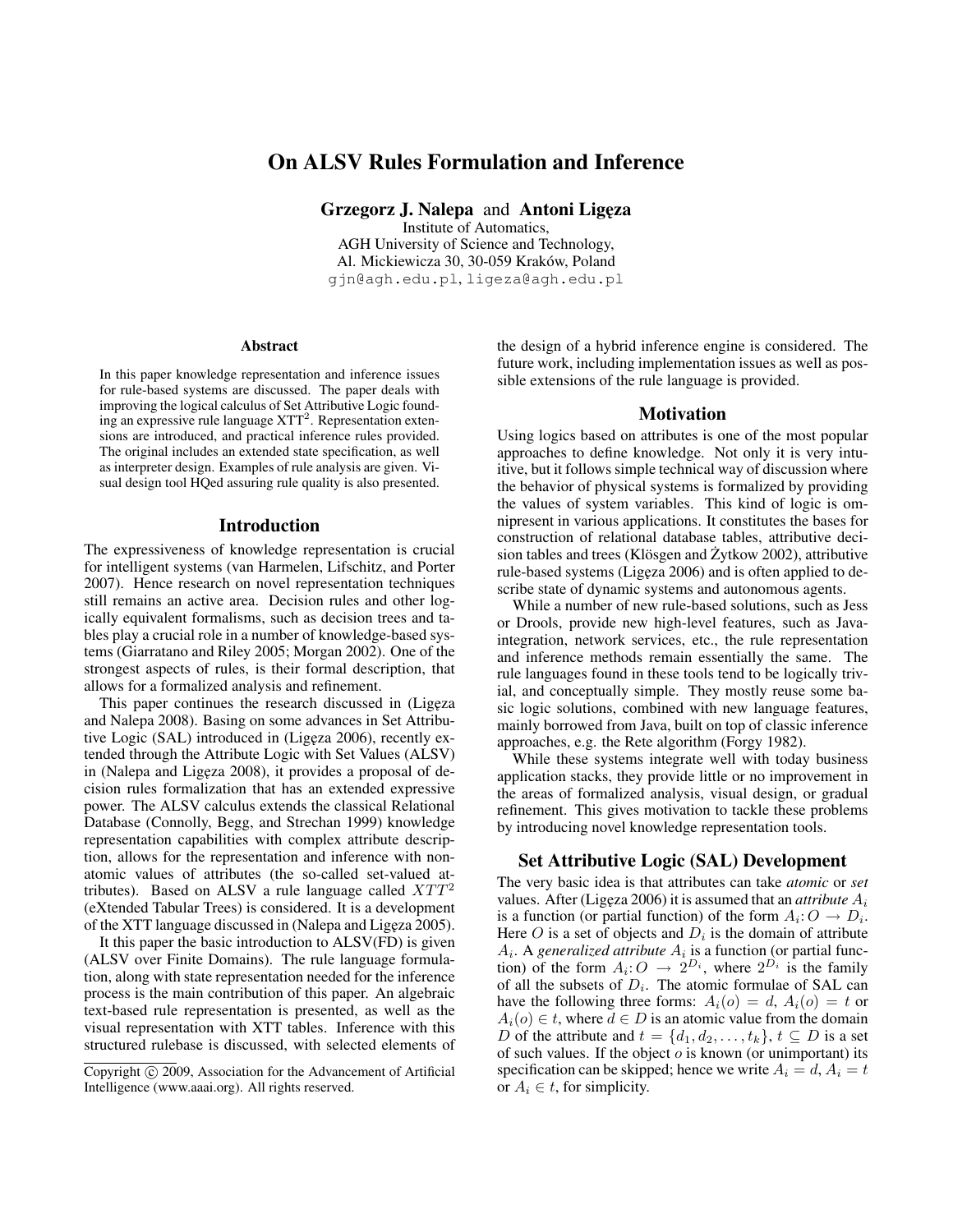# On ALSV Rules Formulation and Inference

**Grzegorz J. Nalepa** and **Antoni Ligęza**
Institute of Automatics,
AGH University of Science and Technology,
Al. Mickiewicza 30, 30-059 Kraków, Poland
gjn@agh.edu.pl, ligeza@agh.edu.pl

### Abstract

In this paper knowledge representation and inference issues for rule-based systems are discussed. The paper deals with improving the logical calculus of Set Attributive Logic founding an expressive rule language XTT$^2$. Representation extensions are introduced, and practical inference rules provided. The original includes an extended state specification, as well as interpreter design. Examples of rule analysis are given. Visual design tool HQed assuring rule quality is also presented.

## Introduction

The expressiveness of knowledge representation is crucial for intelligent systems (van Harmelen, Lifschitz, and Porter 2007). Hence research on novel representation techniques still remains an active area. Decision rules and other logically equivalent formalisms, such as decision trees and tables play a crucial role in a number of knowledge-based systems (Giarratano and Riley 2005; Morgan 2002). One of the strongest aspects of rules, is their formal description, that allows for a formalized analysis and refinement.

This paper continues the research discussed in (Ligęza and Nalepa 2008). Basing on some advances in Set Attributive Logic (SAL) introduced in (Ligęza 2006), recently extended through the Attribute Logic with Set Values (ALSV) in (Nalepa and Ligęza 2008), it provides a proposal of decision rules formalization that has an extended expressive power. The ALSV calculus extends the classical Relational Database (Connolly, Begg, and Strechan 1999) knowledge representation capabilities with complex attribute description, allows for the representation and inference with non-atomic values of attributes (the so-called set-valued attributes). Based on ALSV a rule language called $XTT^2$ (eXtended Tabular Trees) is considered. It is a development of the XTT language discussed in (Nalepa and Ligęza 2005).

It this paper the basic introduction to ALSV(FD) is given (ALSV over Finite Domains). The rule language formulation, along with state representation needed for the inference process is the main contribution of this paper. An algebraic text-based rule representation is presented, as well as the visual representation with XTT tables. Inference with this structured rulebase is discussed, with selected elements of the design of a hybrid inference engine is considered. The future work, including implementation issues as well as possible extensions of the rule language is provided.

Copyright © 2009, Association for the Advancement of Artificial Intelligence (www.aaai.org). All rights reserved.

## Motivation

Using logics based on attributes is one of the most popular approaches to define knowledge. Not only it is very intuitive, but it follows simple technical way of discussion where the behavior of physical systems is formalized by providing the values of system variables. This kind of logic is omnipresent in various applications. It constitutes the bases for construction of relational database tables, attributive decision tables and trees (Klösgen and Żytkow 2002), attributive rule-based systems (Ligęza 2006) and is often applied to describe state of dynamic systems and autonomous agents.

While a number of new rule-based solutions, such as Jess or Drools, provide new high-level features, such as Java-integration, network services, etc., the rule representation and inference methods remain essentially the same. The rule languages found in these tools tend to be logically trivial, and conceptually simple. They mostly reuse some basic logic solutions, combined with new language features, mainly borrowed from Java, built on top of classic inference approaches, e.g. the Rete algorithm (Forgy 1982).

While these systems integrate well with today business application stacks, they provide little or no improvement in the areas of formalized analysis, visual design, or gradual refinement. This gives motivation to tackle these problems by introducing novel knowledge representation tools.

## Set Attributive Logic (SAL) Development

The very basic idea is that attributes can take *atomic* or *set* values. After (Ligęza 2006) it is assumed that an *attribute* $A_i$ is a function (or partial function) of the form $A_i \colon O \rightarrow D_i$. Here $O$ is a set of objects and $D_i$ is the domain of attribute $A_i$. A *generalized attribute* $A_i$ is a function (or partial function) of the form $A_i \colon O \rightarrow 2^{D_i}$, where $2^{D_i}$ is the family of all the subsets of $D_i$. The atomic formulae of SAL can have the following three forms: $A_i(o) = d$, $A_i(o) = t$ or $A_i(o) \in t$, where $d \in D$ is an atomic value from the domain $D$ of the attribute and $t = \{d_1, d_2, \ldots, t_k\}$, $t \subseteq D$ is a set of such values. If the object $o$ is known (or unimportant) its specification can be skipped; hence we write $A_i = d$, $A_i = t$ or $A_i \in t$, for simplicity.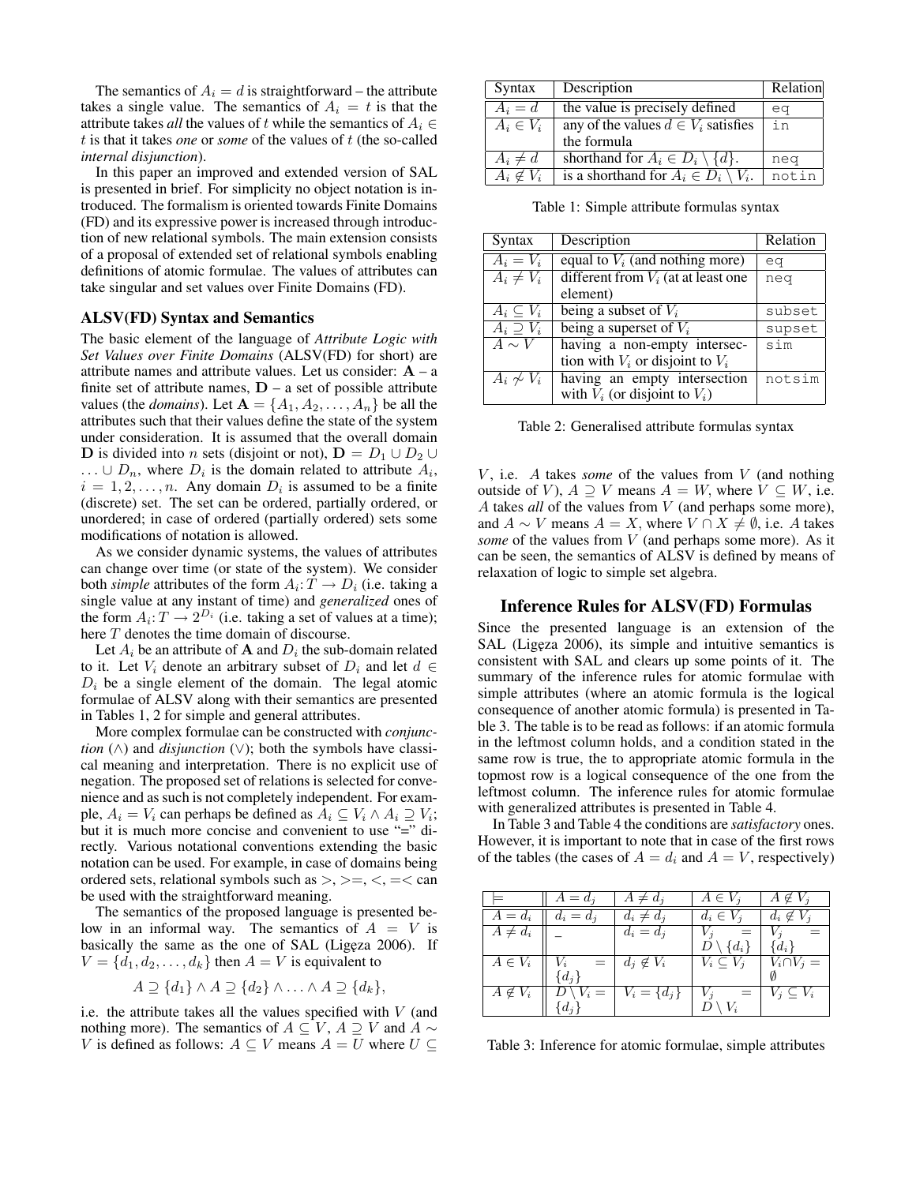The semantics of $A_i = d$ is straightforward – the attribute takes a single value. The semantics of $A_i = t$ is that the attribute takes *all* the values of $t$ while the semantics of $A_i \in t$ is that it takes *one* or *some* of the values of $t$ (the so-called *internal disjunction*).

In this paper an improved and extended version of SAL is presented in brief. For simplicity no object notation is introduced. The formalism is oriented towards Finite Domains (FD) and its expressive power is increased through introduction of new relational symbols. The main extension consists of a proposal of extended set of relational symbols enabling definitions of atomic formulae. The values of attributes can take singular and set values over Finite Domains (FD).

## ALSV(FD) Syntax and Semantics

The basic element of the language of *Attribute Logic with Set Values over Finite Domains* (ALSV(FD) for short) are attribute names and attribute values. Let us consider: $\mathbf{A}$ – a finite set of attribute names, $\mathbf{D}$ – a set of possible attribute values (the *domains*). Let $\mathbf{A} = \{A_1, A_2, \ldots, A_n\}$ be all the attributes such that their values define the state of the system under consideration. It is assumed that the overall domain $\mathbf{D}$ is divided into $n$ sets (disjoint or not), $\mathbf{D} = D_1 \cup D_2 \cup \ldots \cup D_n$, where $D_i$ is the domain related to attribute $A_i$, $i = 1, 2, \ldots, n$. Any domain $D_i$ is assumed to be a finite (discrete) set. The set can be ordered, partially ordered, or unordered; in case of ordered (partially ordered) sets some modifications of notation is allowed.

As we consider dynamic systems, the values of attributes can change over time (or state of the system). We consider both *simple* attributes of the form $A_i : T \to D_i$ (i.e. taking a single value at any instant of time) and *generalized* ones of the form $A_i : T \to 2^{D_i}$ (i.e. taking a set of values at a time); here $T$ denotes the time domain of discourse.

Let $A_i$ be an attribute of $\mathbf{A}$ and $D_i$ the sub-domain related to it. Let $V_i$ denote an arbitrary subset of $D_i$ and let $d \in D_i$ be a single element of the domain. The legal atomic formulae of ALSV along with their semantics are presented in Tables 1, 2 for simple and general attributes.

More complex formulae can be constructed with *conjunction* ($\wedge$) and *disjunction* ($\vee$); both the symbols have classical meaning and interpretation. There is no explicit use of negation. The proposed set of relations is selected for convenience and as such is not completely independent. For example, $A_i = V_i$ can perhaps be defined as $A_i \subseteq V_i \wedge A_i \supseteq V_i$; but it is much more concise and convenient to use "=" directly. Various notational conventions extending the basic notation can be used. For example, in case of domains being ordered sets, relational symbols such as $>, >=, <, =<$ can be used with the straightforward meaning.

The semantics of the proposed language is presented below in an informal way. The semantics of $A = V$ is basically the same as the one of SAL (Ligęza 2006). If $V = \{d_1, d_2, \ldots, d_k\}$ then $A = V$ is equivalent to

$$A \supseteq \{d_1\} \wedge A \supseteq \{d_2\} \wedge \ldots \wedge A \supseteq \{d_k\},$$

i.e. the attribute takes all the values specified with $V$ (and nothing more). The semantics of $A \subseteq V$, $A \supseteq V$ and $A \sim V$ is defined as follows: $A \subseteq V$ means $A = U$ where $U \subseteq V$, i.e. $A$ takes *some* of the values from $V$ (and nothing outside of $V$), $A \supseteq V$ means $A = W$, where $V \subseteq W$, i.e. $A$ takes *all* of the values from $V$ (and perhaps some more), and $A \sim V$ means $A = X$, where $V \cap X \neq \emptyset$, i.e. $A$ takes *some* of the values from $V$ (and perhaps some more). As it can be seen, the semantics of ALSV is defined by means of relaxation of logic to simple set algebra.

| Syntax | Description | Relation |
|---|---|---|
| $A_i = d$ | the value is precisely defined | eq |
| $A_i \in V_i$ | any of the values $d \in V_i$ satisfies the formula | in |
| $A_i \neq d$ | shorthand for $A_i \in D_i \setminus \{d\}$. | neq |
| $A_i \notin V_i$ | is a shorthand for $A_i \in D_i \setminus V_i$. | notin |

Table 1: Simple attribute formulas syntax

| Syntax | Description | Relation |
|---|---|---|
| $A_i = V_i$ | equal to $V_i$ (and nothing more) | eq |
| $A_i \neq V_i$ | different from $V_i$ (at at least one element) | neq |
| $A_i \subseteq V_i$ | being a subset of $V_i$ | subset |
| $A_i \supseteq V_i$ | being a superset of $V_i$ | supset |
| $A \sim V$ | having a non-empty intersection with $V_i$ or disjoint to $V_i$ | sim |
| $A_i \not\sim V_i$ | having an empty intersection with $V_i$ (or disjoint to $V_i$) | notsim |

Table 2: Generalised attribute formulas syntax

## Inference Rules for ALSV(FD) Formulas

Since the presented language is an extension of the SAL (Ligeza 2006), its simple and intuitive semantics is consistent with SAL and clears up some points of it. The summary of the inference rules for atomic formulae with simple attributes (where an atomic formula is the logical consequence of another atomic formula) is presented in Table 3. The table is to be read as follows: if an atomic formula in the leftmost column holds, and a condition stated in the same row is true, the to appropriate atomic formula in the topmost row is a logical consequence of the one from the leftmost column. The inference rules for atomic formulae with generalized attributes is presented in Table 4.

In Table 3 and Table 4 the conditions are *satisfactory* ones. However, it is important to note that in case of the first rows of the tables (the cases of $A = d_i$ and $A = V$, respectively)

| $\models$ | $A = d_j$ | $A \neq d_j$ | $A \in V_j$ | $A \notin V_j$ |
|---|---|---|---|---|
| $A = d_i$ | $d_i = d_j$ | $d_i \neq d_j$ | $d_i \in V_j$ | $d_i \notin V_j$ |
| $A \neq d_i$ | _ | $d_i = d_j$ | $V_j = D \setminus \{d_i\}$ | $V_j = \{d_i\}$ |
| $A \in V_i$ | $V_i = \{d_j\}$ | $d_j \notin V_i$ | $V_i \subseteq V_j$ | $V_i \cap V_j = \emptyset$ |
| $A \notin V_i$ | $D \setminus V_i = \{d_j\}$ | $V_i = \{d_j\}$ | $V_j = D \setminus V_i$ | $V_j \subseteq V_i$ |

Table 3: Inference for atomic formulae, simple attributes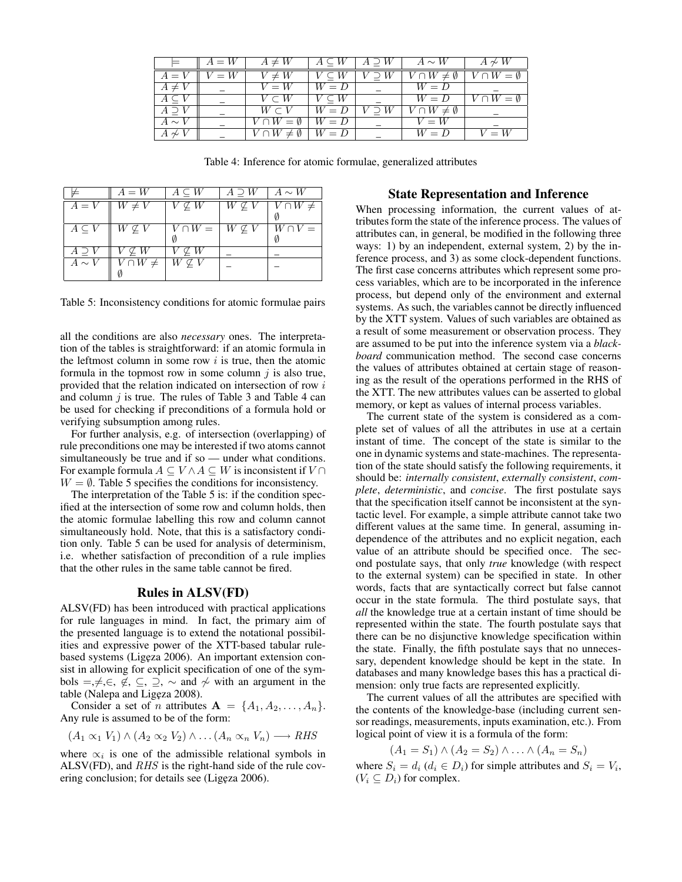| $\models$ | $A = W$ | $A \neq W$ | $A \subseteq W$ | $A \supseteq W$ | $A \sim W$ | $A \not\sim W$ |
|---|---|---|---|---|---|---|
| $A = V$ | $V = W$ | $V \neq W$ | $V \subseteq W$ | $V \supseteq W$ | $V \cap W \neq \emptyset$ | $V \cap W = \emptyset$ |
| $A \neq V$ | _ | $V = W$ | $W = D$ | _ | $W = D$ | _ |
| $A \subseteq V$ | _ | $V \subset W$ | $V \subseteq W$ | _ | $W = D$ | $V \cap W = \emptyset$ |
| $A \supseteq V$ | _ | $W \subset V$ | $W = D$ | $V \supseteq W$ | $V \cap W \neq \emptyset$ | _ |
| $A \sim V$ | _ | $V \cap W = \emptyset$ | $W = D$ | _ | $V = W$ | _ |
| $A \not\sim V$ | _ | $V \cap W \neq \emptyset$ | $W = D$ | _ | $W = D$ | $V = W$ |

Table 4: Inference for atomic formulae, generalized attributes

| $\not\models$ | $A = W$ | $A \subseteq W$ | $A \supseteq W$ | $A \sim W$ |
|---|---|---|---|---|
| $A = V$ | $W \neq V$ | $V \not\subseteq W$ | $W \not\subseteq V$ | $V \cap W \neq \emptyset$ |
| $A \subseteq V$ | $W \not\subseteq V$ | $V \cap W = \emptyset$ | $W \not\subseteq V$ | $W \cap V = \emptyset$ |
| $A \supseteq V$ | $V \not\subseteq W$ | $V \not\subseteq W$ | _ | _ |
| $A \sim V$ | $V \cap W \neq \emptyset$ | $W \not\subseteq V$ | _ | _ |

Table 5: Inconsistency conditions for atomic formulae pairs

all the conditions are also *necessary* ones. The interpretation of the tables is straightforward: if an atomic formula in the leftmost column in some row $i$ is true, then the atomic formula in the topmost row in some column $j$ is also true, provided that the relation indicated on intersection of row $i$ and column $j$ is true. The rules of Table 3 and Table 4 can be used for checking if preconditions of a formula hold or verifying subsumption among rules.

For further analysis, e.g. of intersection (overlapping) of rule preconditions one may be interested if two atoms cannot simultaneously be true and if so — under what conditions. For example formula $A \subseteq V \wedge A \subseteq W$ is inconsistent if $V \cap W = \emptyset$. Table 5 specifies the conditions for inconsistency.

The interpretation of the Table 5 is: if the condition specified at the intersection of some row and column holds, then the atomic formulae labelling this row and column cannot simultaneously hold. Note, that this is a satisfactory condition only. Table 5 can be used for analysis of determinism, i.e. whether satisfaction of precondition of a rule implies that the other rules in the same table cannot be fired.

## Rules in ALSV(FD)

ALSV(FD) has been introduced with practical applications for rule languages in mind. In fact, the primary aim of the presented language is to extend the notational possibilities and expressive power of the XTT-based tabular rule-based systems (Ligęza 2006). An important extension consist in allowing for explicit specification of one of the symbols $=, \neq, \in, \notin, \subseteq, \supseteq, \sim$ and $\not\sim$ with an argument in the table (Nalepa and Ligęza 2008).

Consider a set of $n$ attributes $\mathbf{A} = \{A_1, A_2, \ldots, A_n\}$. Any rule is assumed to be of the form:

$$(A_1 \propto_1 V_1) \wedge (A_2 \propto_2 V_2) \wedge \ldots (A_n \propto_n V_n) \longrightarrow RHS$$

where $\propto_i$ is one of the admissible relational symbols in ALSV(FD), and $RHS$ is the right-hand side of the rule covering conclusion; for details see (Ligęza 2006).

## State Representation and Inference

When processing information, the current values of attributes form the state of the inference process. The values of attributes can, in general, be modified in the following three ways: 1) by an independent, external system, 2) by the inference process, and 3) as some clock-dependent functions. The first case concerns attributes which represent some process variables, which are to be incorporated in the inference process, but depend only of the environment and external systems. As such, the variables cannot be directly influenced by the XTT system. Values of such variables are obtained as a result of some measurement or observation process. They are assumed to be put into the inference system via a *blackboard* communication method. The second case concerns the values of attributes obtained at certain stage of reasoning as the result of the operations performed in the RHS of the XTT. The new attributes values can be asserted to global memory, or kept as values of internal process variables.

The current state of the system is considered as a complete set of values of all the attributes in use at a certain instant of time. The concept of the state is similar to the one in dynamic systems and state-machines. The representation of the state should satisfy the following requirements, it should be: *internally consistent*, *externally consistent*, *complete*, *deterministic*, and *concise*. The first postulate says that the specification itself cannot be inconsistent at the syntactic level. For example, a simple attribute cannot take two different values at the same time. In general, assuming independence of the attributes and no explicit negation, each value of an attribute should be specified once. The second postulate says, that only *true* knowledge (with respect to the external system) can be specified in state. In other words, facts that are syntactically correct but false cannot occur in the state formula. The third postulate says, that *all* the knowledge true at a certain instant of time should be represented within the state. The fourth postulate says that there can be no disjunctive knowledge specification within the state. Finally, the fifth postulate says that no unnecessary, dependent knowledge should be kept in the state. In databases and many knowledge bases this has a practical dimension: only true facts are represented explicitly.

The current values of all the attributes are specified with the contents of the knowledge-base (including current sensor readings, measurements, inputs examination, etc.). From logical point of view it is a formula of the form:

$$(A_1 = S_1) \wedge (A_2 = S_2) \wedge \ldots \wedge (A_n = S_n)$$

where $S_i = d_i$ ($d_i \in D_i$) for simple attributes and $S_i = V_i$, ($V_i \subseteq D_i$) for complex.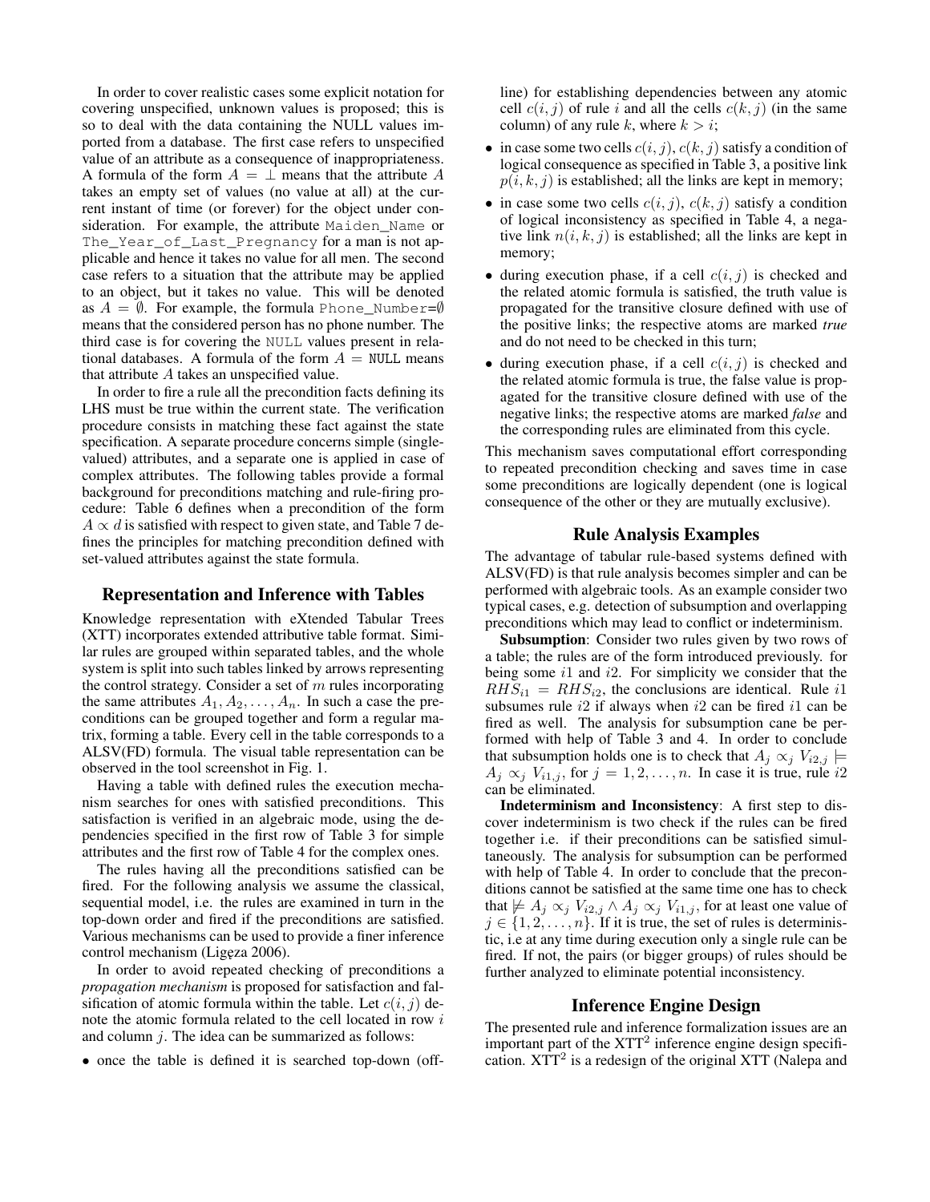In order to cover realistic cases some explicit notation for covering unspecified, unknown values is proposed; this is so to deal with the data containing the NULL values imported from a database. The first case refers to unspecified value of an attribute as a consequence of inappropriateness. A formula of the form $A = \perp$ means that the attribute $A$ takes an empty set of values (no value at all) at the current instant of time (or forever) for the object under consideration. For example, the attribute `Maiden_Name` or `The_Year_of_Last_Pregnancy` for a man is not applicable and hence it takes no value for all men. The second case refers to a situation that the attribute may be applied to an object, but it takes no value. This will be denoted as $A = \emptyset$. For example, the formula `Phone_Number=`$\emptyset$ means that the considered person has no phone number. The third case is for covering the `NULL` values present in relational databases. A formula of the form $A = $ `NULL` means that attribute $A$ takes an unspecified value.

In order to fire a rule all the precondition facts defining its LHS must be true within the current state. The verification procedure consists in matching these fact against the state specification. A separate procedure concerns simple (single-valued) attributes, and a separate one is applied in case of complex attributes. The following tables provide a formal background for preconditions matching and rule-firing procedure: Table 6 defines when a precondition of the form $A \propto d$ is satisfied with respect to given state, and Table 7 defines the principles for matching precondition defined with set-valued attributes against the state formula.

## Representation and Inference with Tables

Knowledge representation with eXtended Tabular Trees (XTT) incorporates extended attributive table format. Similar rules are grouped within separated tables, and the whole system is split into such tables linked by arrows representing the control strategy. Consider a set of $m$ rules incorporating the same attributes $A_1, A_2, \ldots, A_n$. In such a case the preconditions can be grouped together and form a regular matrix, forming a table. Every cell in the table corresponds to a ALSV(FD) formula. The visual table representation can be observed in the tool screenshot in Fig. 1.

Having a table with defined rules the execution mechanism searches for ones with satisfied preconditions. This satisfaction is verified in an algebraic mode, using the dependencies specified in the first row of Table 3 for simple attributes and the first row of Table 4 for the complex ones.

The rules having all the preconditions satisfied can be fired. For the following analysis we assume the classical, sequential model, i.e. the rules are examined in turn in the top-down order and fired if the preconditions are satisfied. Various mechanisms can be used to provide a finer inference control mechanism (Ligęza 2006).

In order to avoid repeated checking of preconditions a *propagation mechanism* is proposed for satisfaction and falsification of atomic formula within the table. Let $c(i, j)$ denote the atomic formula related to the cell located in row $i$ and column $j$. The idea can be summarized as follows:

- once the table is defined it is searched top-down (off-line) for establishing dependencies between any atomic cell $c(i, j)$ of rule $i$ and all the cells $c(k, j)$ (in the same column) of any rule $k$, where $k > i$;
- in case some two cells $c(i, j)$, $c(k, j)$ satisfy a condition of logical consequence as specified in Table 3, a positive link $p(i, k, j)$ is established; all the links are kept in memory;
- in case some two cells $c(i, j)$, $c(k, j)$ satisfy a condition of logical inconsistency as specified in Table 4, a negative link $n(i, k, j)$ is established; all the links are kept in memory;
- during execution phase, if a cell $c(i, j)$ is checked and the related atomic formula is satisfied, the truth value is propagated for the transitive closure defined with use of the positive links; the respective atoms are marked *true* and do not need to be checked in this turn;
- during execution phase, if a cell $c(i, j)$ is checked and the related atomic formula is true, the false value is propagated for the transitive closure defined with use of the negative links; the respective atoms are marked *false* and the corresponding rules are eliminated from this cycle.

This mechanism saves computational effort corresponding to repeated precondition checking and saves time in case some preconditions are logically dependent (one is logical consequence of the other or they are mutually exclusive).

## Rule Analysis Examples

The advantage of tabular rule-based systems defined with ALSV(FD) is that rule analysis becomes simpler and can be performed with algebraic tools. As an example consider two typical cases, e.g. detection of subsumption and overlapping preconditions which may lead to conflict or indeterminism.

**Subsumption**: Consider two rules given by two rows of a table; the rules are of the form introduced previously. for being some $i1$ and $i2$. For simplicity we consider that the $RHS_{i1} = RHS_{i2}$, the conclusions are identical. Rule $i1$ subsumes rule $i2$ if always when $i2$ can be fired $i1$ can be fired as well. The analysis for subsumption cane be performed with help of Table 3 and 4. In order to conclude that subsumption holds one is to check that $A_j \propto_j V_{i2,j} \models A_j \propto_j V_{i1,j}$, for $j = 1, 2, \ldots, n$. In case it is true, rule $i2$ can be eliminated.

**Indeterminism and Inconsistency**: A first step to discover indeterminism is two check if the rules can be fired together i.e. if their preconditions can be satisfied simultaneously. The analysis for subsumption can be performed with help of Table 4. In order to conclude that the preconditions cannot be satisfied at the same time one has to check that $\not\models A_j \propto_j V_{i2,j} \wedge A_j \propto_j V_{i1,j}$, for at least one value of $j \in \{1, 2, \ldots, n\}$. If it is true, the set of rules is deterministic, i.e at any time during execution only a single rule can be fired. If not, the pairs (or bigger groups) of rules should be further analyzed to eliminate potential inconsistency.

## Inference Engine Design

The presented rule and inference formalization issues are an important part of the $\mathrm{XTT}^2$ inference engine design specification. $\mathrm{XTT}^2$ is a redesign of the original XTT (Nalepa and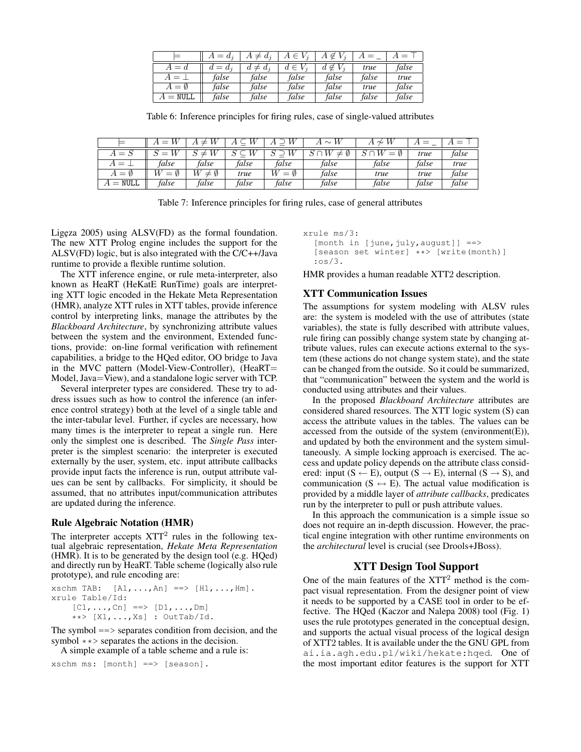| $\models$ | $A = d_j$ | $A \neq d_j$ | $A \in V_j$ | $A \notin V_j$ | $A = \_$ | $A = \top$ |
|---|---|---|---|---|---|---|
| $A = d$ | $d = d_j$ | $d \neq d_j$ | $d \in V_j$ | $d \notin V_j$ | *true* | *false* |
| $A = \bot$ | *false* | *false* | *false* | *false* | *false* | *true* |
| $A = \emptyset$ | *false* | *false* | *false* | *false* | *true* | *false* |
| $A =$ NULL | *false* | *false* | *false* | *false* | *false* | *false* |

Table 6: Inference principles for firing rules, case of single-valued attributes

| $\models$ | $A = W$ | $A \neq W$ | $A \subseteq W$ | $A \supseteq W$ | $A \sim W$ | $A \not\sim W$ | $A = \_$ | $A = \top$ |
|---|---|---|---|---|---|---|---|---|
| $A = S$ | $S = W$ | $S \neq W$ | $S \subseteq W$ | $S \supseteq W$ | $S \cap W \neq \emptyset$ | $S \cap W = \emptyset$ | *true* | *false* |
| $A = \bot$ | *false* | *false* | *false* | *false* | *false* | *false* | *false* | *true* |
| $A = \emptyset$ | $W = \emptyset$ | $W \neq \emptyset$ | *true* | $W = \emptyset$ | *false* | *true* | *true* | *false* |
| $A =$ NULL | *false* | *false* | *false* | *false* | *false* | *false* | *false* | *false* |

Table 7: Inference principles for firing rules, case of general attributes

Ligęza 2005) using ALSV(FD) as the formal foundation. The new XTT Prolog engine includes the support for the ALSV(FD) logic, but is also integrated with the C/C++/Java runtime to provide a flexible runtime solution.

The XTT inference engine, or rule meta-interpreter, also known as HeaRT (HeKatE RunTime) goals are interpreting XTT logic encoded in the Hekate Meta Representation (HMR), analyze XTT rules in XTT tables, provide inference control by interpreting links, manage the attributes by the *Blackboard Architecture*, by synchronizing attribute values between the system and the environment, Extended functions, provide: on-line formal verification with refinement capabilities, a bridge to the HQed editor, OO bridge to Java in the MVC pattern (Model-View-Controller), (HeaRT= Model, Java=View), and a standalone logic server with TCP.

Several interpreter types are considered. These try to address issues such as how to control the inference (an inference control strategy) both at the level of a single table and the inter-tabular level. Further, if cycles are necessary, how many times is the interpreter to repeat a single run. Here only the simplest one is described. The *Single Pass* interpreter is the simplest scenario: the interpreter is executed externally by the user, system, etc. input attribute callbacks provide input facts the inference is run, output attribute values can be sent by callbacks. For simplicity, it should be assumed, that no attributes input/communication attributes are updated during the inference.

### Rule Algebraic Notation (HMR)

The interpreter accepts XTT$^2$ rules in the following textual algebraic representation, *Hekate Meta Representation* (HMR). It is to be generated by the design tool (e.g. HQed) and directly run by HeaRT. Table scheme (logically also rule prototype), and rule encoding are:

```
xschm TAB:  [A1,...,An] ==> [H1,...,Hm].
xrule Table/Id:
    [C1,...,Cn] ==> [D1,...,Dm]
    **> [X1,...,Xs] : OutTab/Id.
```

The symbol ==> separates condition from decision, and the symbol **> separates the actions in the decision.

A simple example of a table scheme and a rule is:

```
xschm ms: [month] ==> [season].
```

```
xrule ms/3:
  [month in [june,july,august]] ==>
  [season set winter] **> [write(month)]
  :os/3.
```

HMR provides a human readable XTT2 description.

### XTT Communication Issues

The assumptions for system modeling with ALSV rules are: the system is modeled with the use of attributes (state variables), the state is fully described with attribute values, rule firing can possibly change system state by changing attribute values, rules can execute actions external to the system (these actions do not change system state), and the state can be changed from the outside. So it could be summarized, that "communication" between the system and the world is conducted using attributes and their values.

In the proposed *Blackboard Architecture* attributes are considered shared resources. The XTT logic system (S) can access the attribute values in the tables. The values can be accessed from the outside of the system (environment(E)), and updated by both the environment and the system simultaneously. A simple locking approach is exercised. The access and update policy depends on the attribute class considered: input (S ← E), output (S → E), internal (S → S), and communication (S ↔ E). The actual value modification is provided by a middle layer of *attribute callbacks*, predicates run by the interpreter to pull or push attribute values.

In this approach the communication is a simple issue so does not require an in-depth discussion. However, the practical engine integration with other runtime environments on the *architectural* level is crucial (see Drools+JBoss).

## XTT Design Tool Support

One of the main features of the XTT$^2$ method is the compact visual representation. From the designer point of view it needs to be supported by a CASE tool in order to be effective. The HQed (Kaczor and Nalepa 2008) tool (Fig. 1) uses the rule prototypes generated in the conceptual design, and supports the actual visual process of the logical design of XTT2 tables. It is available under the the GNU GPL from `ai.ia.agh.edu.pl/wiki/hekate:hqed`. One of the most important editor features is the support for XTT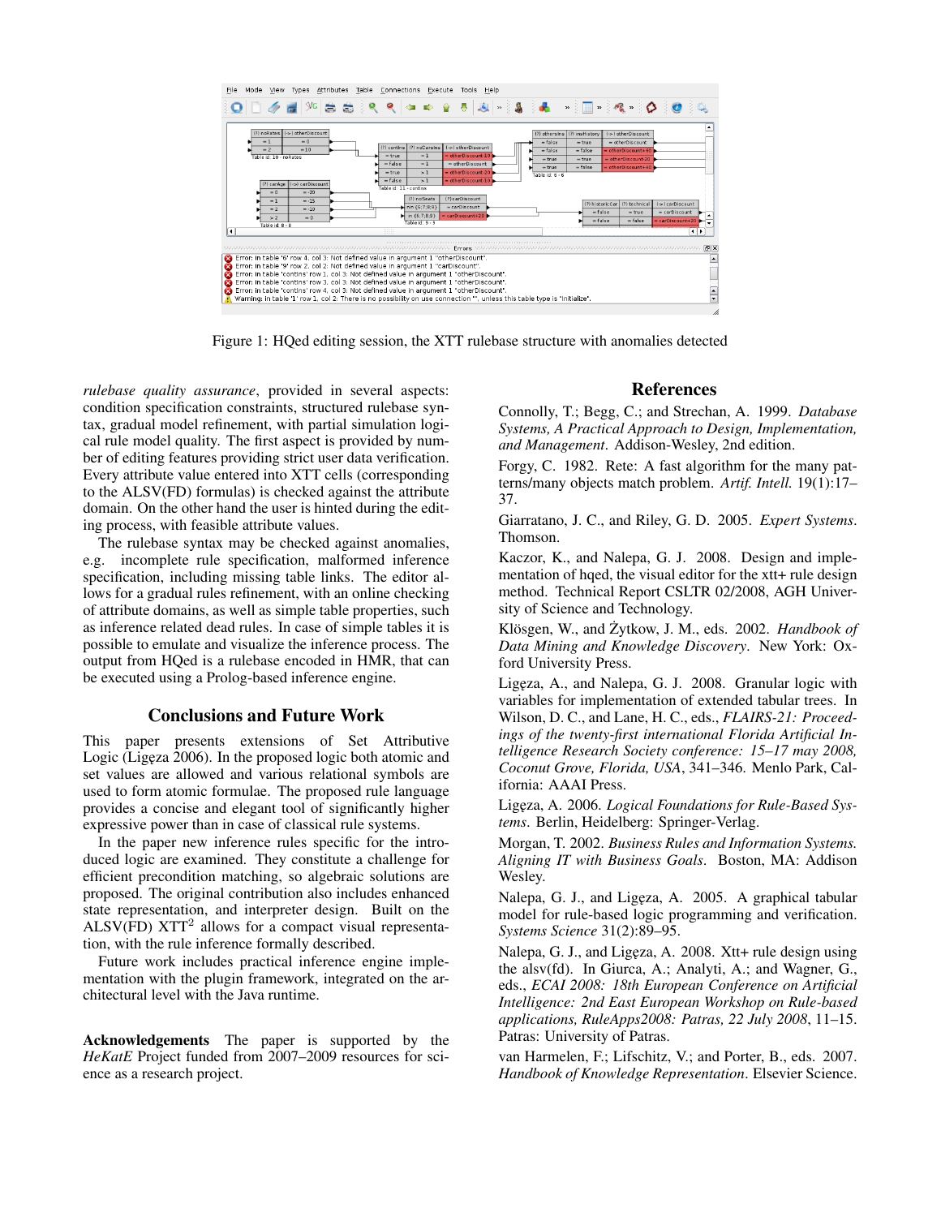Figure 1: HQed editing session, the XTT rulebase structure with anomalies detected

*rulebase quality assurance*, provided in several aspects: condition specification constraints, structured rulebase syntax, gradual model refinement, with partial simulation logical rule model quality. The first aspect is provided by number of editing features providing strict user data verification. Every attribute value entered into XTT cells (corresponding to the ALSV(FD) formulas) is checked against the attribute domain. On the other hand the user is hinted during the editing process, with feasible attribute values.

The rulebase syntax may be checked against anomalies, e.g. incomplete rule specification, malformed inference specification, including missing table links. The editor allows for a gradual rules refinement, with an online checking of attribute domains, as well as simple table properties, such as inference related dead rules. In case of simple tables it is possible to emulate and visualize the inference process. The output from HQed is a rulebase encoded in HMR, that can be executed using a Prolog-based inference engine.

## Conclusions and Future Work

This paper presents extensions of Set Attributive Logic (Ligęza 2006). In the proposed logic both atomic and set values are allowed and various relational symbols are used to form atomic formulae. The proposed rule language provides a concise and elegant tool of significantly higher expressive power than in case of classical rule systems.

In the paper new inference rules specific for the introduced logic are examined. They constitute a challenge for efficient precondition matching, so algebraic solutions are proposed. The original contribution also includes enhanced state representation, and interpreter design. Built on the ALSV(FD) $\text{XTT}^2$ allows for a compact visual representation, with the rule inference formally described.

Future work includes practical inference engine implementation with the plugin framework, integrated on the architectural level with the Java runtime.

**Acknowledgements** The paper is supported by the *HeKatE* Project funded from 2007–2009 resources for science as a research project.

## References

Connolly, T.; Begg, C.; and Strechan, A. 1999. *Database Systems, A Practical Approach to Design, Implementation, and Management*. Addison-Wesley, 2nd edition.

Forgy, C. 1982. Rete: A fast algorithm for the many patterns/many objects match problem. *Artif. Intell.* 19(1):17–37.

Giarratano, J. C., and Riley, G. D. 2005. *Expert Systems*. Thomson.

Kaczor, K., and Nalepa, G. J. 2008. Design and implementation of hqed, the visual editor for the xtt+ rule design method. Technical Report CSLTR 02/2008, AGH University of Science and Technology.

Klösgen, W., and Żytkow, J. M., eds. 2002. *Handbook of Data Mining and Knowledge Discovery*. New York: Oxford University Press.

Ligęza, A., and Nalepa, G. J. 2008. Granular logic with variables for implementation of extended tabular trees. In Wilson, D. C., and Lane, H. C., eds., *FLAIRS-21: Proceedings of the twenty-first international Florida Artificial Intelligence Research Society conference: 15–17 may 2008, Coconut Grove, Florida, USA*, 341–346. Menlo Park, California: AAAI Press.

Ligęza, A. 2006. *Logical Foundations for Rule-Based Systems*. Berlin, Heidelberg: Springer-Verlag.

Morgan, T. 2002. *Business Rules and Information Systems. Aligning IT with Business Goals*. Boston, MA: Addison Wesley.

Nalepa, G. J., and Ligęza, A. 2005. A graphical tabular model for rule-based logic programming and verification. *Systems Science* 31(2):89–95.

Nalepa, G. J., and Ligęza, A. 2008. Xtt+ rule design using the alsv(fd). In Giurca, A.; Analyti, A.; and Wagner, G., eds., *ECAI 2008: 18th European Conference on Artificial Intelligence: 2nd East European Workshop on Rule-based applications, RuleApps2008: Patras, 22 July 2008*, 11–15. Patras: University of Patras.

van Harmelen, F.; Lifschitz, V.; and Porter, B., eds. 2007. *Handbook of Knowledge Representation*. Elsevier Science.